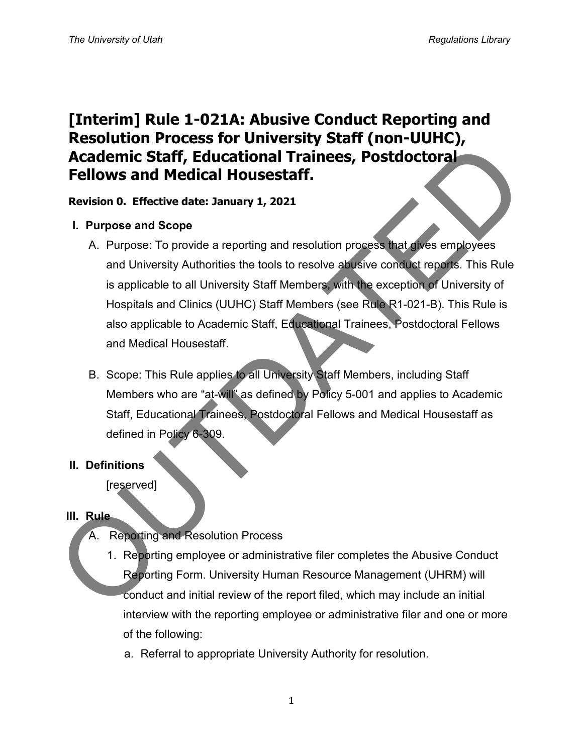# [Interim] Rule 1-021A: Abusive Conduct Reporting and Resolution Process for University Staff (non-UUHC), Academic Staff, Educational Trainees, Postdoctoral Fellows and Medical Housestaff.

**Revision 0. Effective date: January 1, 2021**

## I. Purpose and Scope

A. Purpose: To provide a reporting and resolution process that gives employees and University Authorities the tools to resolve abusive conduct reports. This Rule is applicable to all University Staff Members, with the exception of University of Hospitals and Clinics (UUHC) Staff Members (see Rule R1-021-B). This Rule is also applicable to Academic Staff, Educational Trainees, Postdoctoral Fellows and Medical Housestaff.

B. Scope: This Rule applies to all University Staff Members, including Staff Members who are "at-will" as defined by Policy 5-001 and applies to Academic Staff, Educational Trainees, Postdoctoral Fellows and Medical Housestaff as defined in Policy 6-309.

## II. Definitions

[reserved]

## III. Rule

A. Reporting and Resolution Process

1. Reporting employee or administrative filer completes the Abusive Conduct Reporting Form. University Human Resource Management (UHRM) will conduct and initial review of the report filed, which may include an initial interview with the reporting employee or administrative filer and one or more of the following:

   a. Referral to appropriate University Authority for resolution.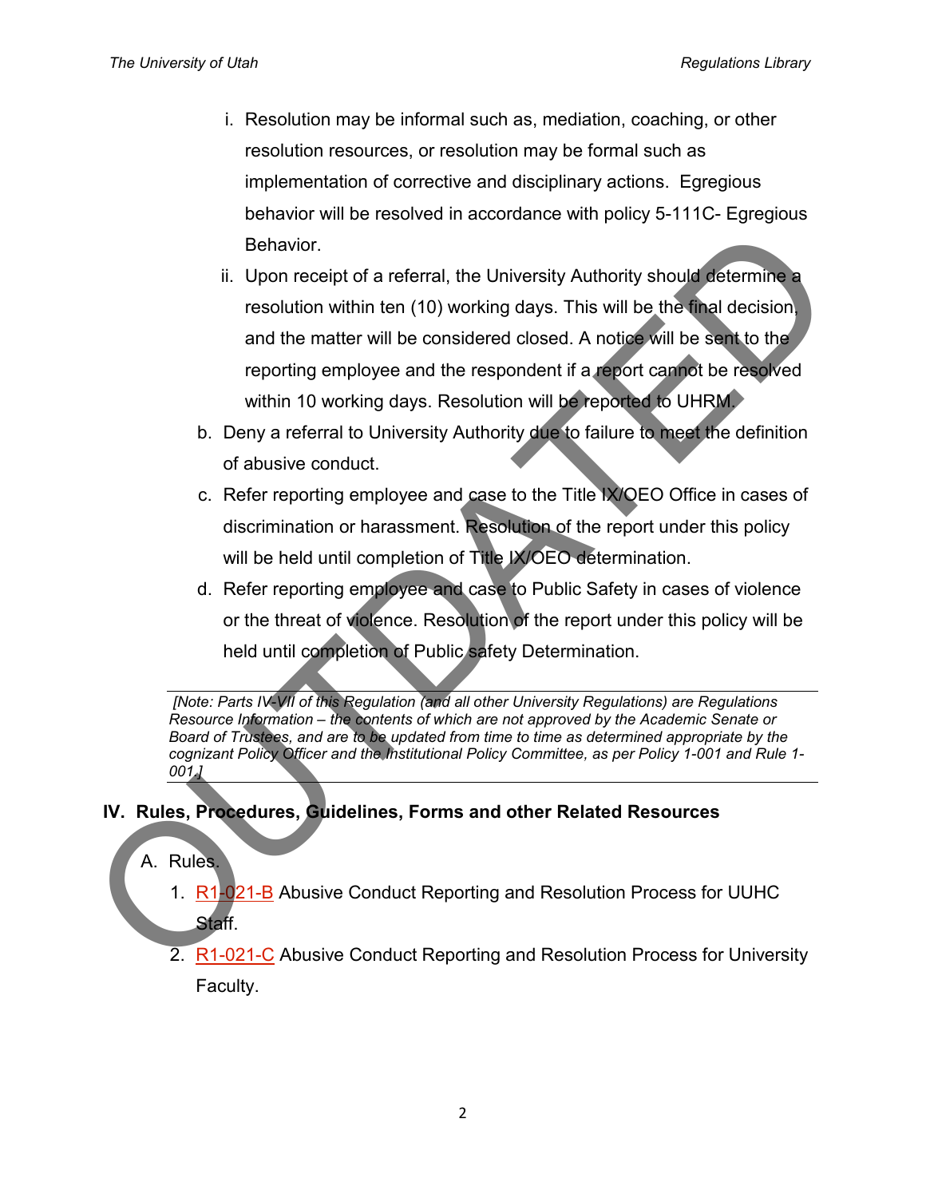i. Resolution may be informal such as, mediation, coaching, or other resolution resources, or resolution may be formal such as implementation of corrective and disciplinary actions. Egregious behavior will be resolved in accordance with policy 5-111C- Egregious Behavior.

ii. Upon receipt of a referral, the University Authority should determine a resolution within ten (10) working days. This will be the final decision, and the matter will be considered closed. A notice will be sent to the reporting employee and the respondent if a report cannot be resolved within 10 working days. Resolution will be reported to UHRM.

b. Deny a referral to University Authority due to failure to meet the definition of abusive conduct.

c. Refer reporting employee and case to the Title IX/OEO Office in cases of discrimination or harassment. Resolution of the report under this policy will be held until completion of Title IX/OEO determination.

d. Refer reporting employee and case to Public Safety in cases of violence or the threat of violence. Resolution of the report under this policy will be held until completion of Public safety Determination.

---

*[Note: Parts IV-VII of this Regulation (and all other University Regulations) are Regulations Resource Information – the contents of which are not approved by the Academic Senate or Board of Trustees, and are to be updated from time to time as determined appropriate by the cognizant Policy Officer and the Institutional Policy Committee, as per Policy 1-001 and Rule 1-001.]*

---

## IV. Rules, Procedures, Guidelines, Forms and other Related Resources

A. Rules.

1. R1-021-B Abusive Conduct Reporting and Resolution Process for UUHC Staff.
2. R1-021-C Abusive Conduct Reporting and Resolution Process for University Faculty.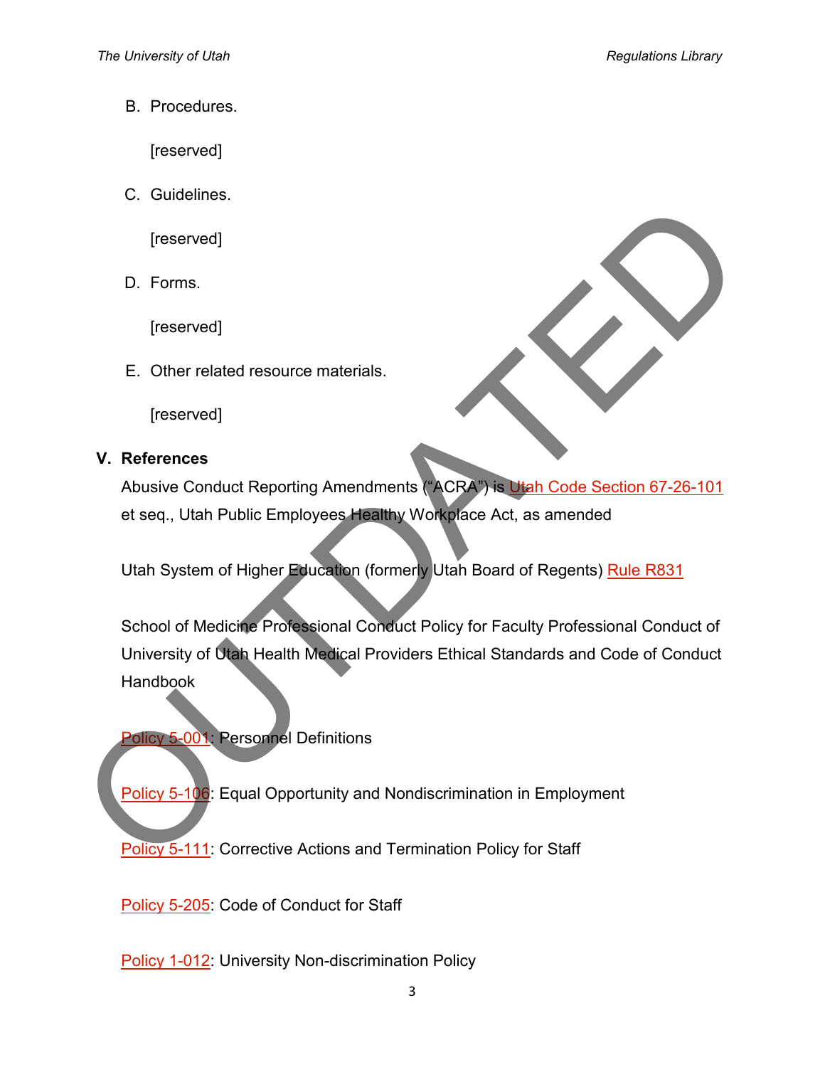B. Procedures.

[reserved]

C. Guidelines.

[reserved]

D. Forms.

[reserved]

E. Other related resource materials.

[reserved]

## V. References

Abusive Conduct Reporting Amendments ("ACRA") is Utah Code Section 67-26-101 et seq., Utah Public Employees Healthy Workplace Act, as amended

Utah System of Higher Education (formerly Utah Board of Regents) Rule R831

School of Medicine Professional Conduct Policy for Faculty Professional Conduct of University of Utah Health Medical Providers Ethical Standards and Code of Conduct Handbook

Policy 5-001: Personnel Definitions

Policy 5-106: Equal Opportunity and Nondiscrimination in Employment

Policy 5-111: Corrective Actions and Termination Policy for Staff

Policy 5-205: Code of Conduct for Staff

Policy 1-012: University Non-discrimination Policy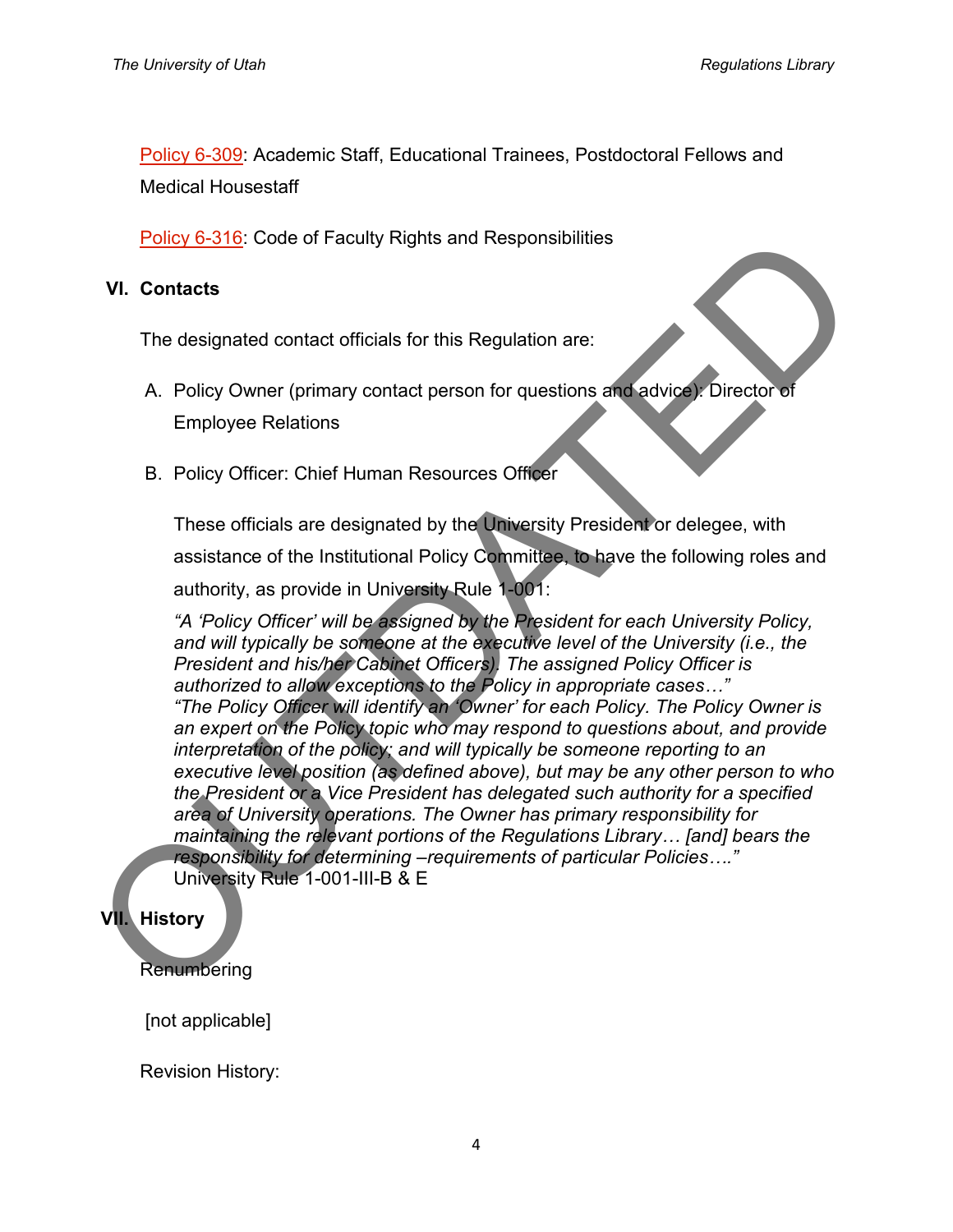[Policy 6-309](#): Academic Staff, Educational Trainees, Postdoctoral Fellows and Medical Housestaff

[Policy 6-316](#): Code of Faculty Rights and Responsibilities

## VI. Contacts

The designated contact officials for this Regulation are:

A. Policy Owner (primary contact person for questions and advice): Director of Employee Relations

B. Policy Officer: Chief Human Resources Officer

These officials are designated by the University President or delegee, with assistance of the Institutional Policy Committee, to have the following roles and authority, as provide in University Rule 1-001:

*"A 'Policy Officer' will be assigned by the President for each University Policy, and will typically be someone at the executive level of the University (i.e., the President and his/her Cabinet Officers). The assigned Policy Officer is authorized to allow exceptions to the Policy in appropriate cases…"*
*"The Policy Officer will identify an 'Owner' for each Policy. The Policy Owner is an expert on the Policy topic who may respond to questions about, and provide interpretation of the policy; and will typically be someone reporting to an executive level position (as defined above), but may be any other person to who the President or a Vice President has delegated such authority for a specified area of University operations. The Owner has primary responsibility for maintaining the relevant portions of the Regulations Library… [and] bears the responsibility for determining –requirements of particular Policies…."*
University Rule 1-001-III-B & E

## VII. History

Renumbering

[not applicable]

Revision History: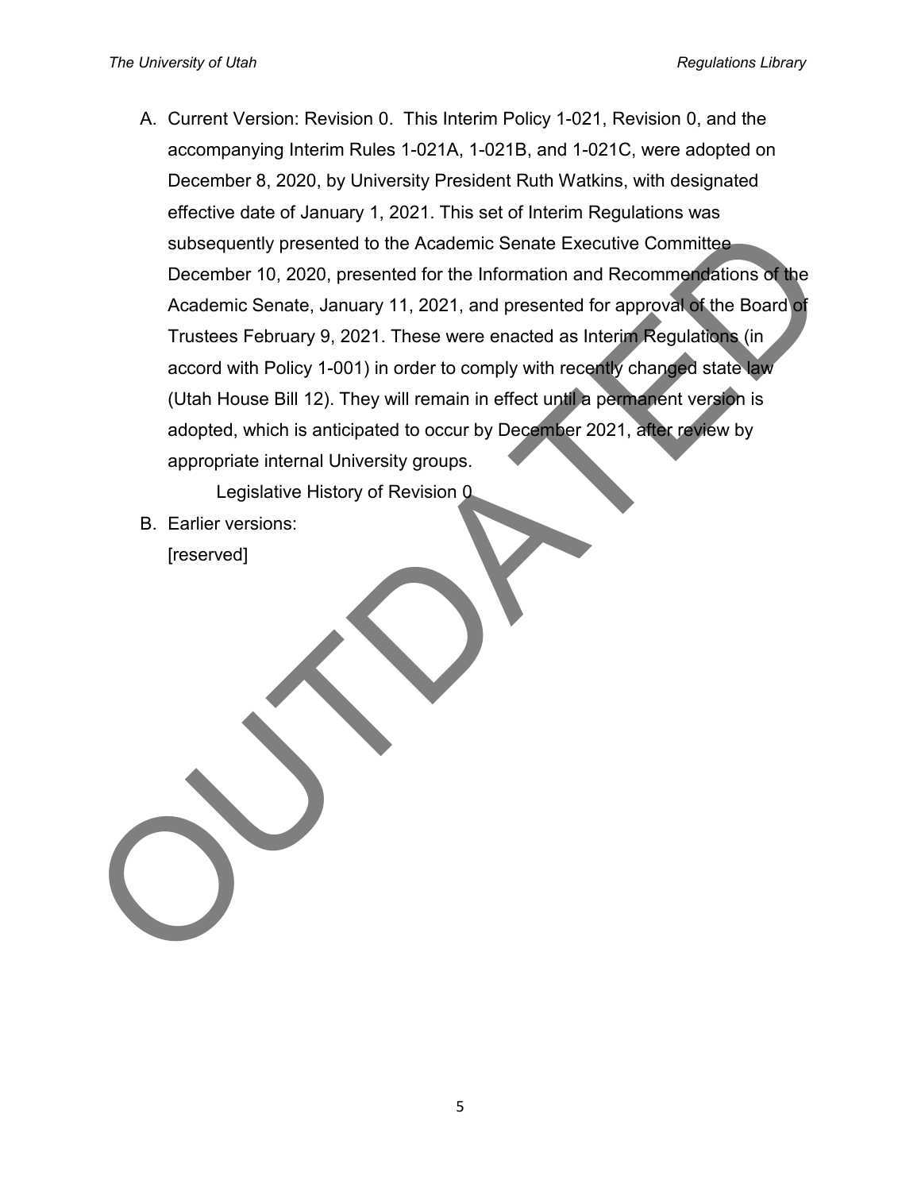A. Current Version: Revision 0. This Interim Policy 1-021, Revision 0, and the accompanying Interim Rules 1-021A, 1-021B, and 1-021C, were adopted on December 8, 2020, by University President Ruth Watkins, with designated effective date of January 1, 2021. This set of Interim Regulations was subsequently presented to the Academic Senate Executive Committee December 10, 2020, presented for the Information and Recommendations of the Academic Senate, January 11, 2021, and presented for approval of the Board of Trustees February 9, 2021. These were enacted as Interim Regulations (in accord with Policy 1-001) in order to comply with recently changed state law (Utah House Bill 12). They will remain in effect until a permanent version is adopted, which is anticipated to occur by December 2021, after review by appropriate internal University groups.

   Legislative History of Revision 0

B. Earlier versions:

   [reserved]

OUTDATED